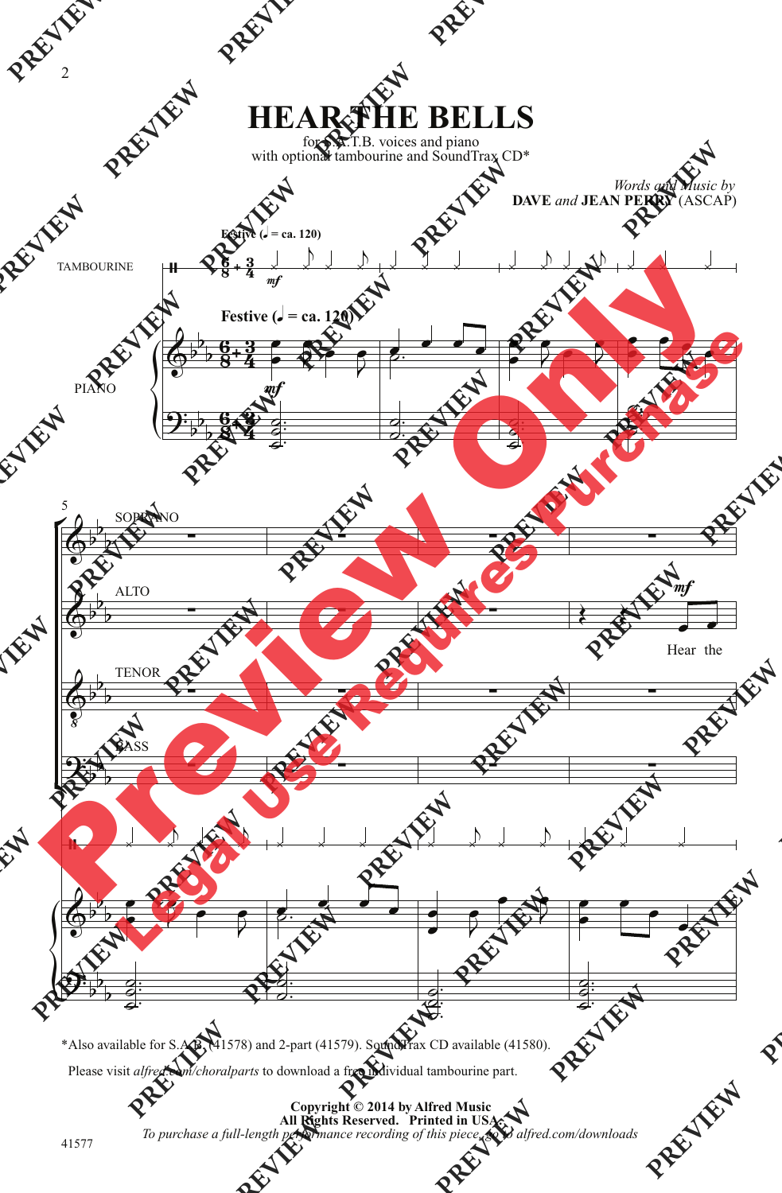# HEAR THE BELLS

for S.A.T.B. voices and piano
with optional tambourine and SoundTrax CD*

*Words and Music by*
**DAVE** *and* **JEAN PERRY** (ASCAP)

**Festive** (♩ = ca. 120)

TAMBOURINE

PIANO

SOPRANO

ALTO

Hear the

TENOR

BASS

*Also available for S.A.B. (41578) and 2-part (41579). SoundTrax CD available (41580).

Please visit *alfred.com/choralparts* to download a free individual tambourine part.

**Copyright © 2014 by Alfred Music**
**All Rights Reserved. Printed in USA.**
*To purchase a full-length performance recording of this piece, go to alfred.com/downloads*

41577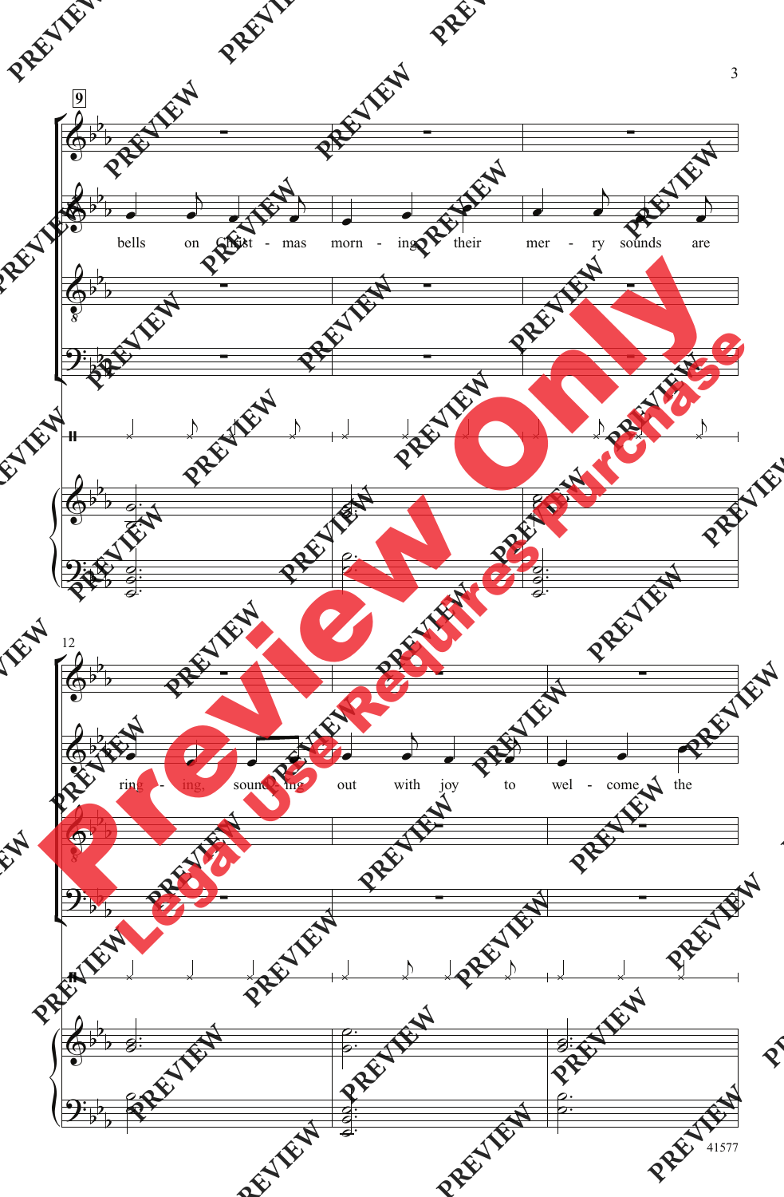9

bells on Christ - mas morn - ing their mer - ry sounds are

12

ring - ing, sound - ing out with joy to wel - come the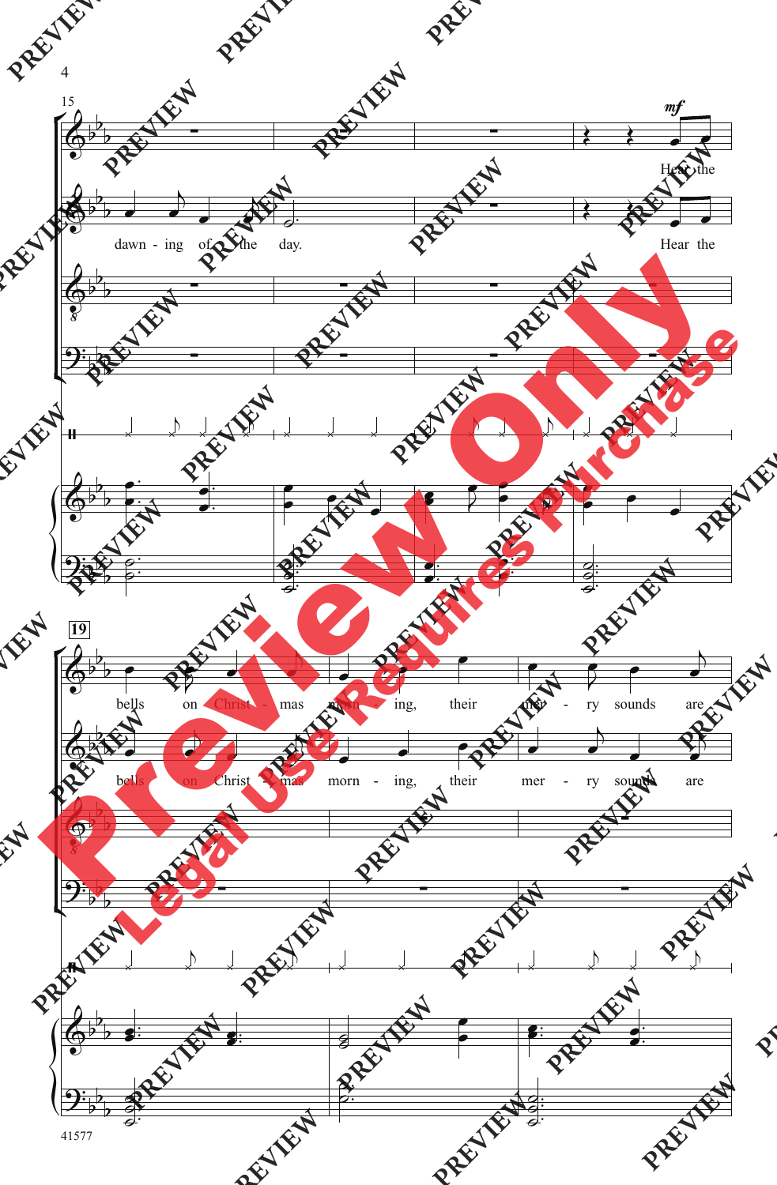15

*mf*

Hear the

dawn - ing of the day.

Hear the

19

bells on Christ - mas morn - ing, their mer - ry sounds are

bells on Christ - mas morn - ing, their mer - ry sounds are

41577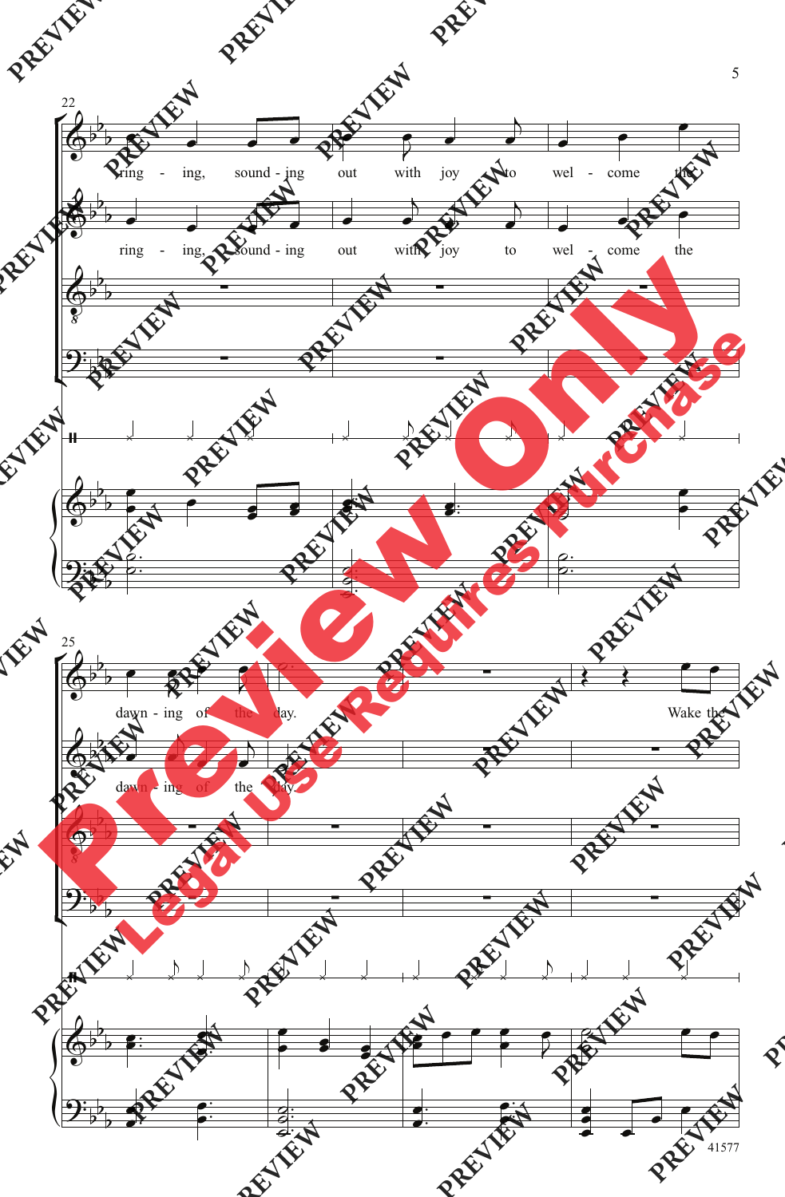22

ring - ing, sound - ing out with joy to wel - come the

ring - ing, sound - ing out with joy to wel - come the

25

dawn - ing of the day. Wake the

dawn - ing of the day.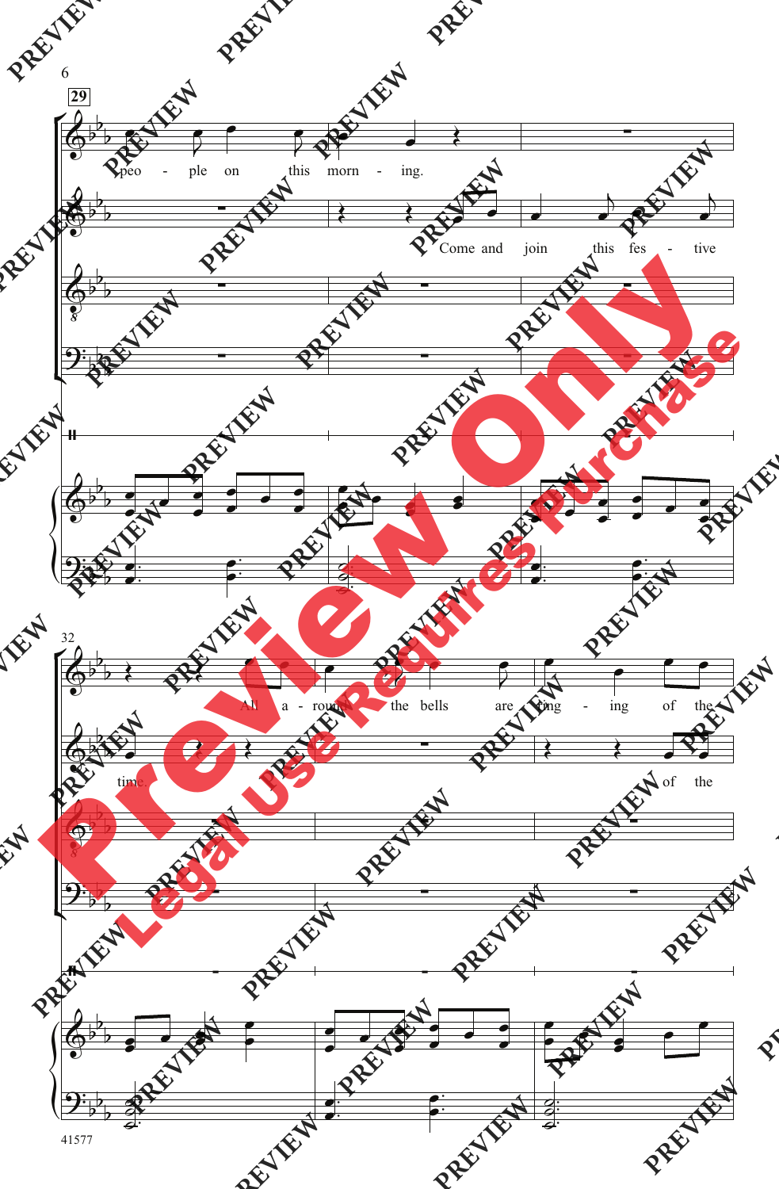29

peo - ple on this morn - ing.

Come and join this fes - tive

32

All a - round the bells are ring - ing of the

time. of the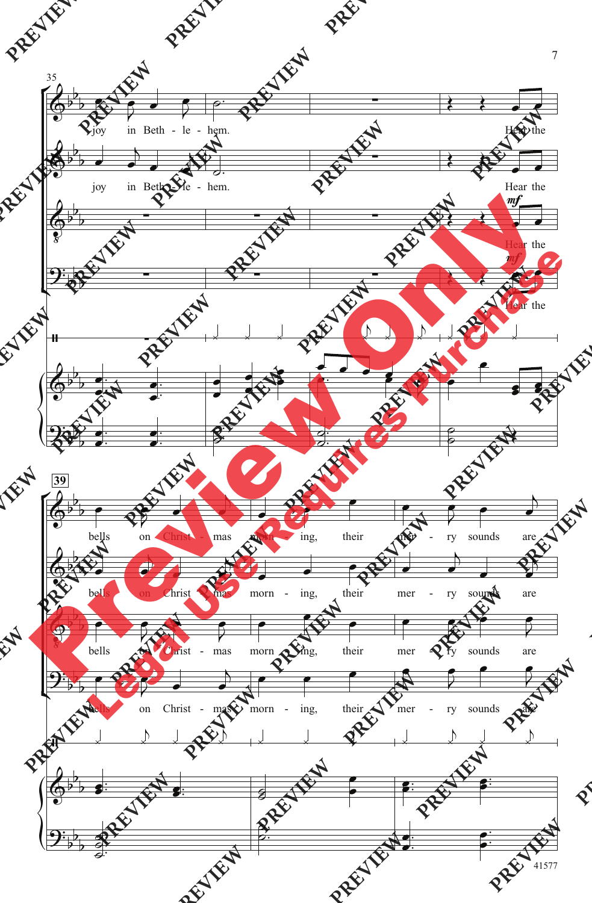35

joy in Beth - le - hem. Hear the

joy in Beth - le - hem. Hear the

*mf*

Hear the

*mf*

Hear the

39

bells on Christ - mas morn - ing, their mer - ry sounds are

bells on Christ - mas morn - ing, their mer - ry sounds are

bells on Christ - mas morn - ing, their mer - ry sounds are

bells on Christ - mas morn - ing, their mer - ry sounds are

41577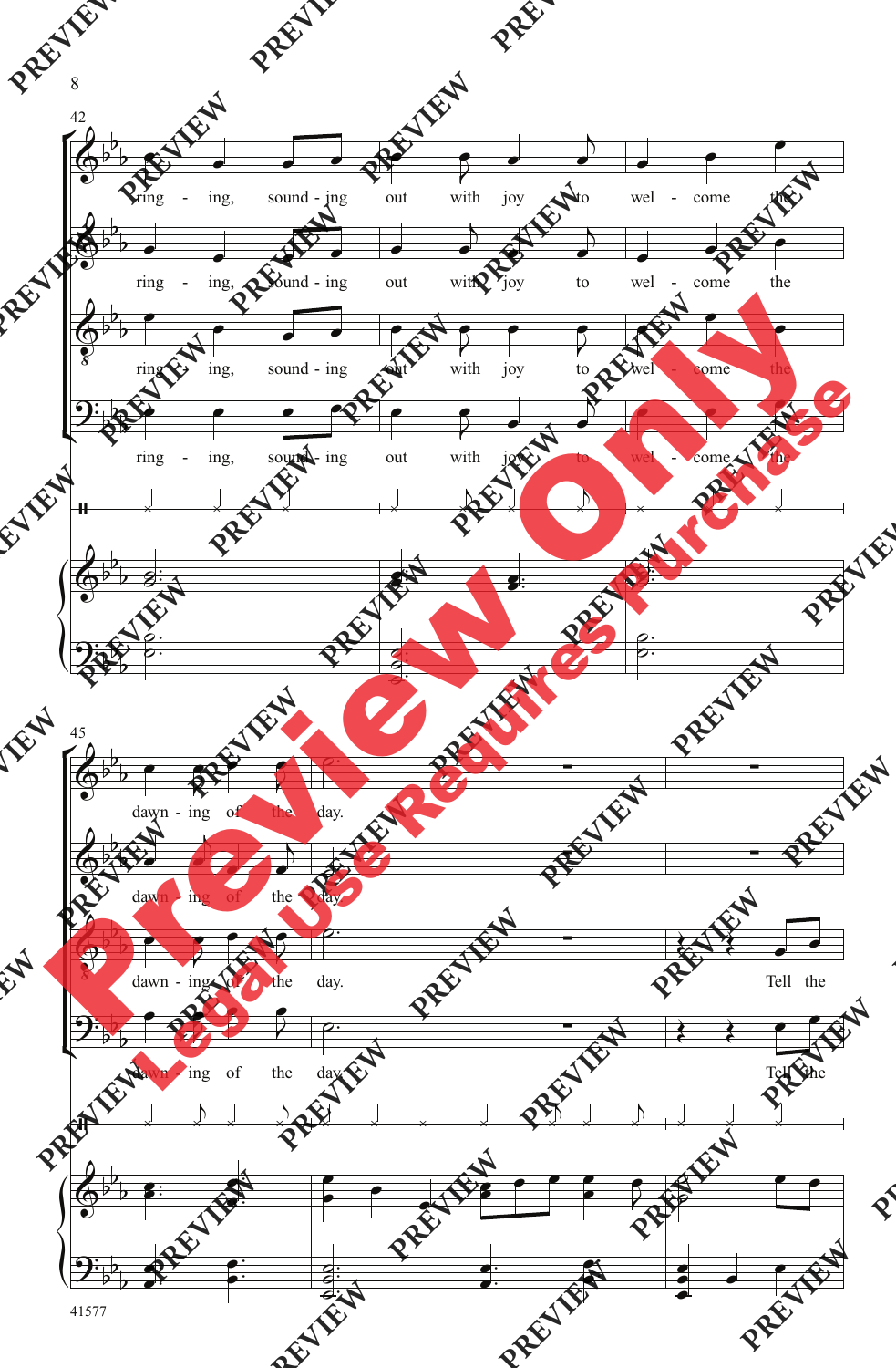42

ring - ing, sound - ing out with joy to wel - come the

ring - ing, sound - ing out with joy to wel - come the

ring - ing, sound - ing out with joy to wel - come the

ring - ing, sound - ing out with joy to wel - come the

45

dawn - ing of the day.

dawn - ing of the day.

dawn - ing of the day. Tell the

dawn - ing of the day. Tell the

41577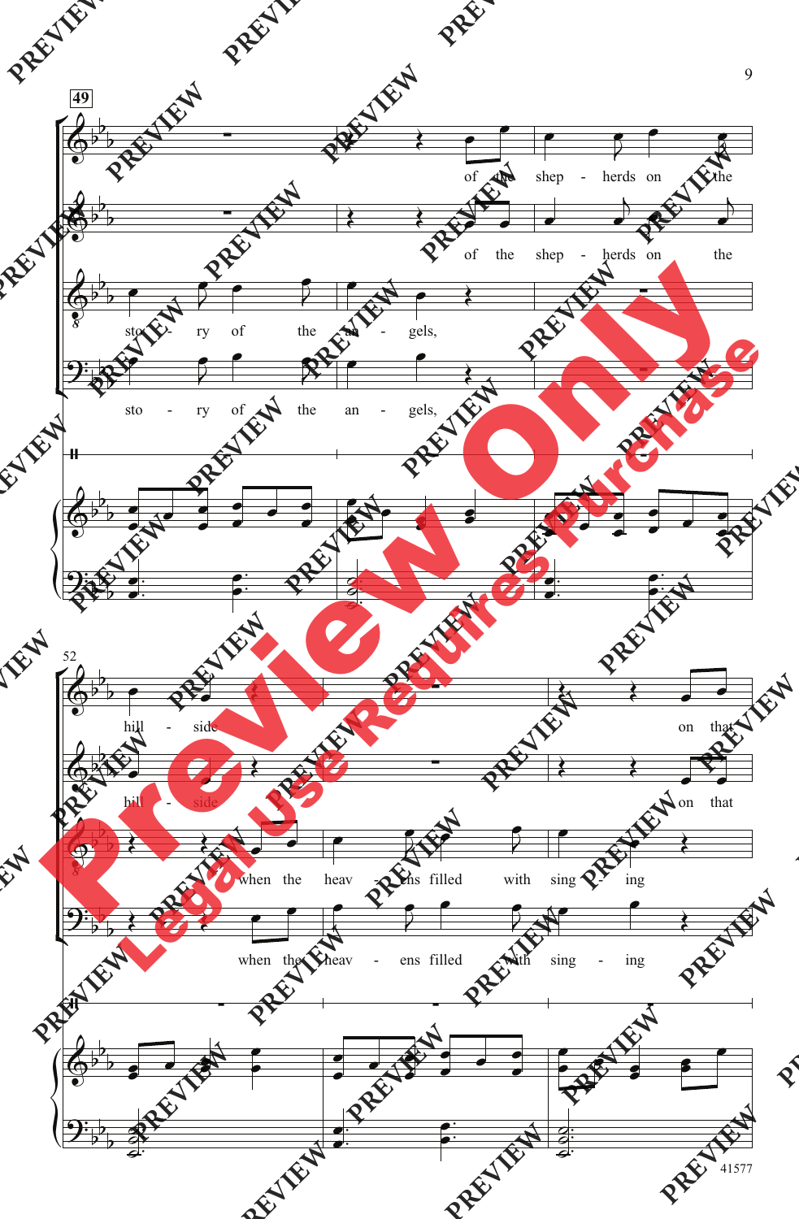49

of the shep - herds on the

of the shep - herds on the

sto - ry of the an - gels,

sto - ry of the an - gels,

52

hill - side on that

hill - side on that

when the heav - ens filled with sing - ing

when the heav - ens filled with sing - ing

41577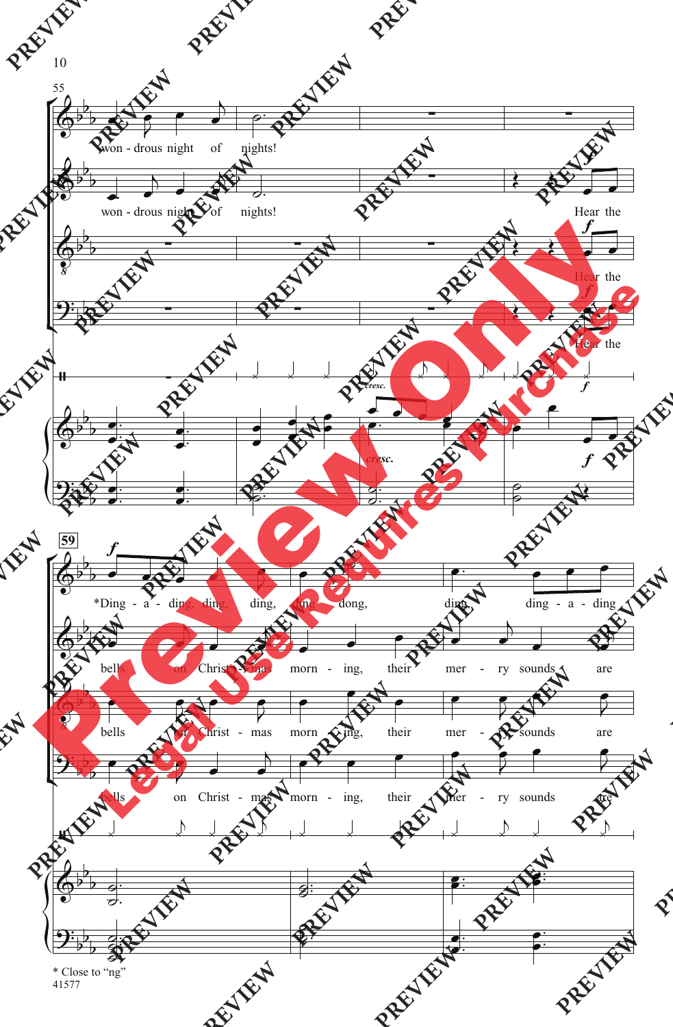won - drous night of nights!

won - drous night of nights!

Hear the

Hear the

Hear the

*Ding - a - ding, ding, ding, ding dong, ding, ding - a - ding

bells on Christ - mas morn - ing, their mer - ry sounds are

bells on Christ - mas morn - ing, their mer - ry sounds are

bells on Christ - mas morn - ing, their mer - ry sounds are

\* Close to "ng"

41577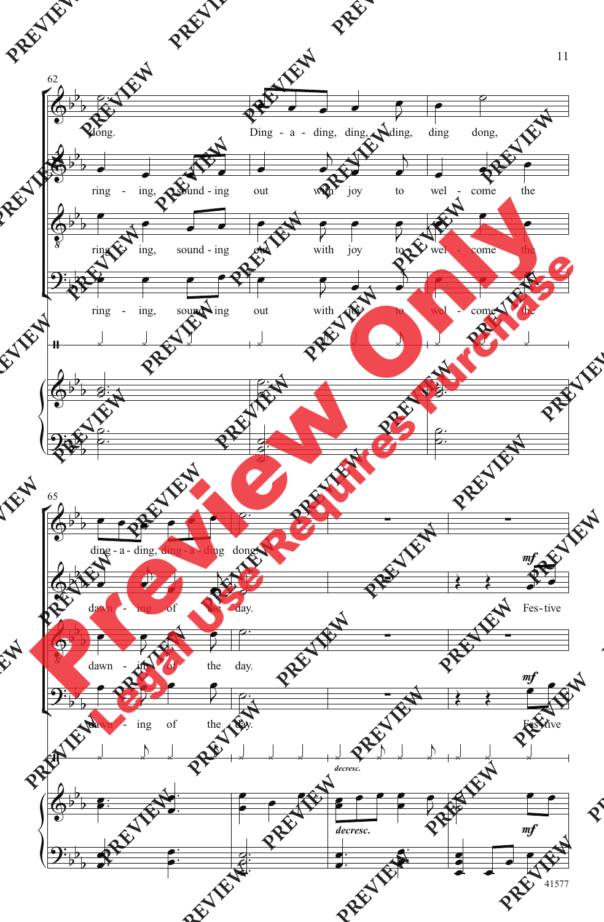62

dong. Ding - a - ding, ding, ding, ding dong,

ring - ing, sound - ing out with joy to wel - come the

ring - ing, sound - ing out with joy to wel - come the

ring - ing, sound - ing out with joy to wel - come the

65

ding - a - ding, ding - a - ding dong.

dawn - ing of the day. *mf* Fes - tive

dawn - ing of the day.

dawn - ing of the day. *mf* Fes - tive

*decresc.*

*decresc.*

*mf*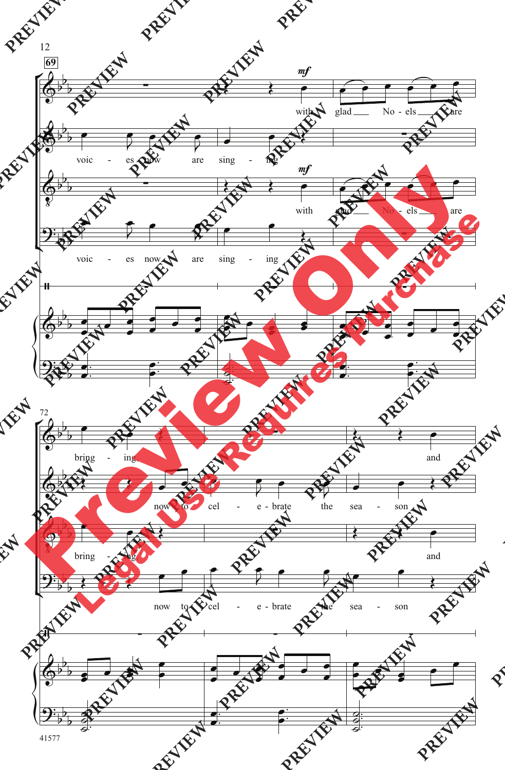**69**

*mf*

with glad No - els are

voic - es now are sing - ing

*mf*

with glad No - els are

voic - es now are sing - ing

72

bring - ing and

now to cel - e - brate the sea - son

bring - ing and

now to cel - e - brate the sea - son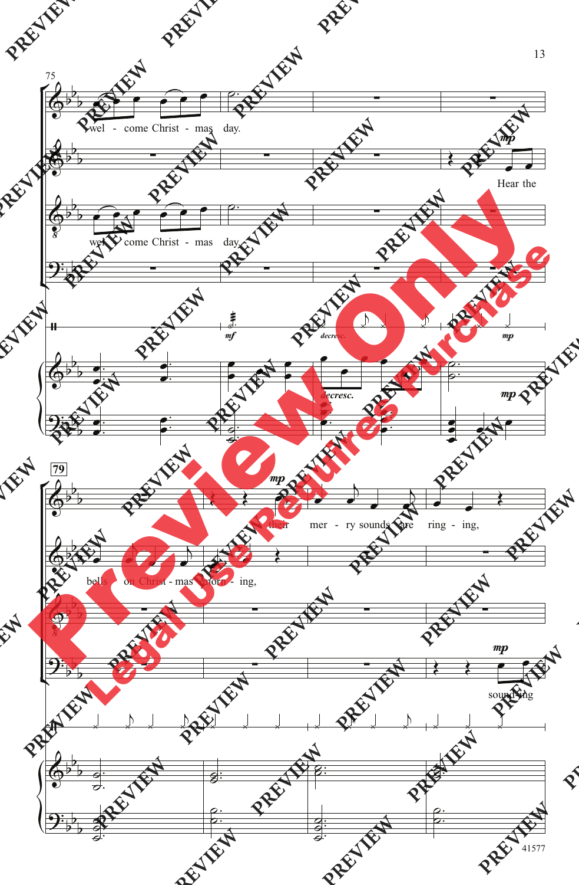75

wel - come Christ - mas day.

Hear the

wel - come Christ - mas day.

79

their mer - ry sounds are ring - ing,

bells on Christ - mas morn - ing,

sound - ing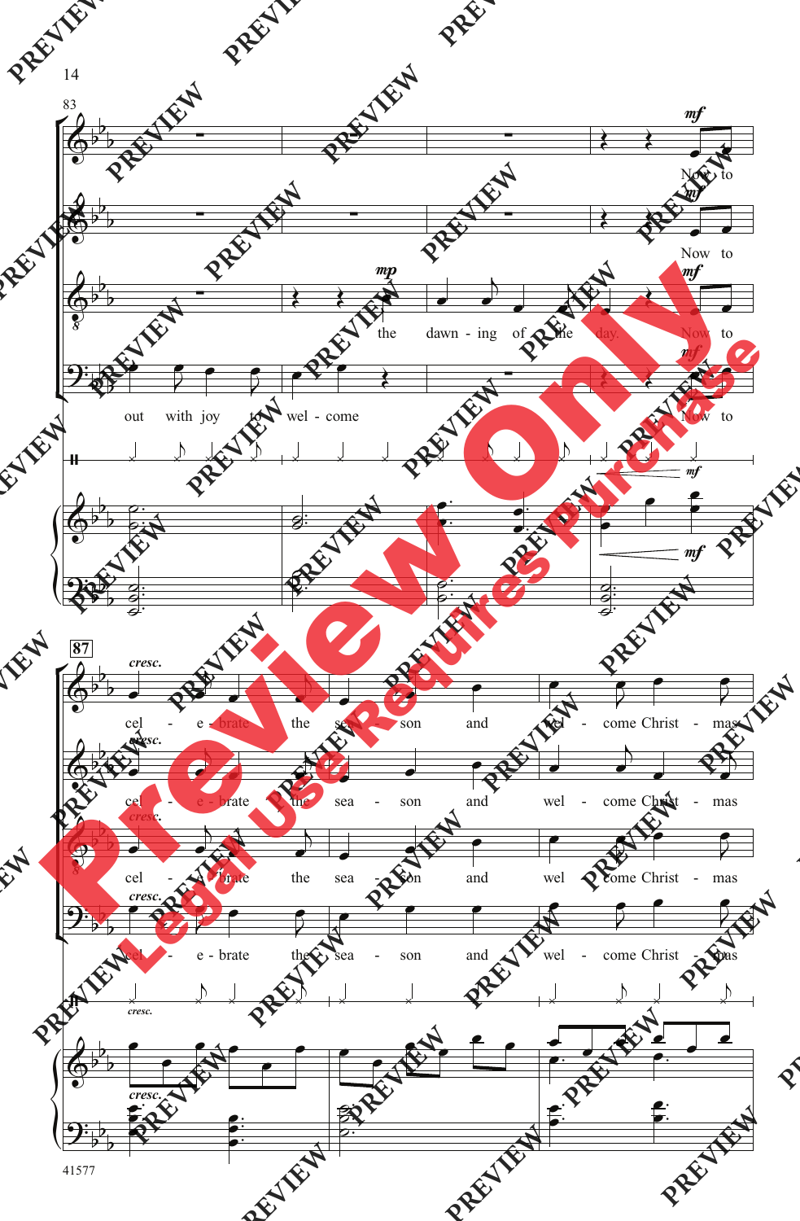83

*mf*

Now to

*mf*

Now to

*mp*

the dawn - ing of the day.

*mf*

Now to

out with joy to wel - come

*mf*

Now to

*mf*

*mf*

87

*cresc.*

cel - e - brate the sea - son and wel - come Christ - mas

*cresc.*

cel - e - brate the sea - son and wel - come Christ - mas

*cresc.*

cel - e - brate the sea - son and wel - come Christ - mas

*cresc.*

cel - e - brate the sea - son and wel - come Christ - mas

*cresc.*

*cresc.*

41577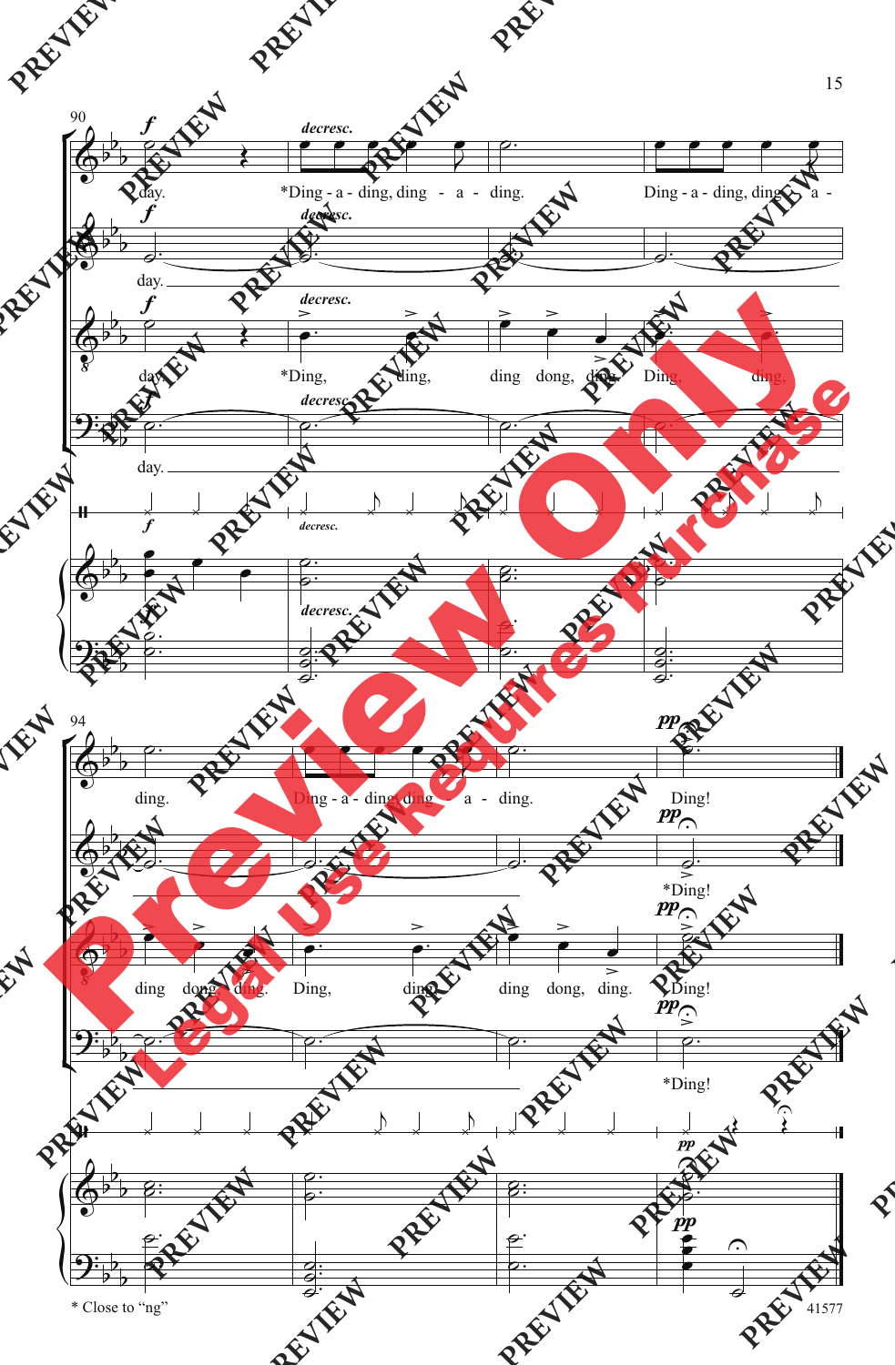* Close to "ng"